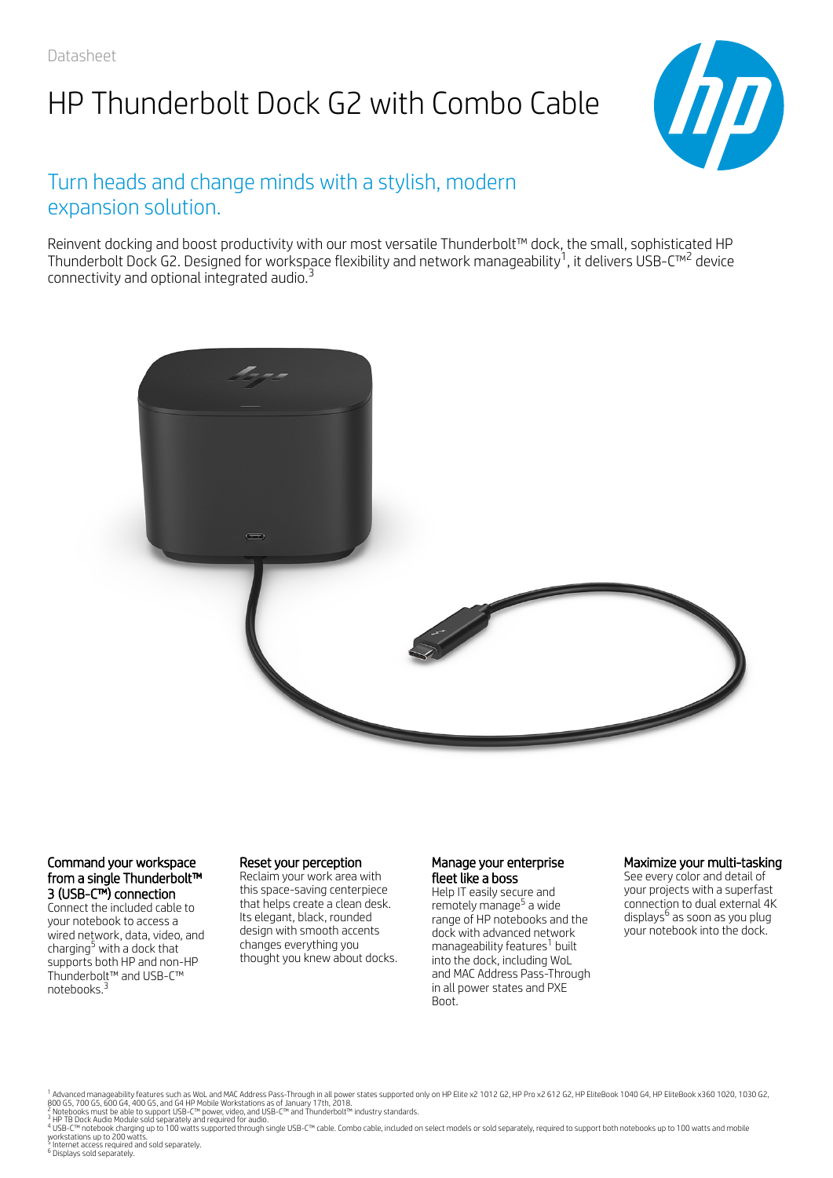Datasheet

# HP Thunderbolt Dock G2 with Combo Cable

## Turn heads and change minds with a stylish, modern expansion solution.

Reinvent docking and boost productivity with our most versatile Thunderbolt™ dock, the small, sophisticated HP Thunderbolt Dock G2. Designed for workspace flexibility and network manageability[1], it delivers USB-C™[2] device connectivity and optional integrated audio.[3]

### Command your workspace from a single Thunderbolt™ 3 (USB-C™) connection

Connect the included cable to your notebook to access a wired network, data, video, and charging[5] with a dock that supports both HP and non-HP Thunderbolt™ and USB-C™ notebooks.[3]

### Reset your perception

Reclaim your work area with this space-saving centerpiece that helps create a clean desk. Its elegant, black, rounded design with smooth accents changes everything you thought you knew about docks.

### Manage your enterprise fleet like a boss

Help IT easily secure and remotely manage[5] a wide range of HP notebooks and the dock with advanced network manageability features[1] built into the dock, including WoL and MAC Address Pass-Through in all power states and PXE Boot.

### Maximize your multi-tasking

See every color and detail of your projects with a superfast connection to dual external 4K displays[6] as soon as you plug your notebook into the dock.

[1] Advanced manageability features such as WoL and MAC Address Pass-Through in all power states supported only on HP Elite x2 1012 G2, HP Pro x2 612 G2, HP EliteBook 1040 G4, HP EliteBook x360 1020, 1030 G2, 800 G5, 700 G5, 600 G4, 400 G5, and G4 HP Mobile Workstations as of January 17th, 2018.
[2] Notebooks must be able to support USB-C™ power, video, and USB-C™ and Thunderbolt™ industry standards.
[3] HP TB Dock Audio Module sold separately and required for audio.
[4] USB-C™ notebook charging up to 100 watts supported through single USB-C™ cable. Combo cable, included on select models or sold separately, required to support both notebooks up to 100 watts and mobile workstations up to 200 watts.
[5] Internet access required and sold separately.
[6] Displays sold separately.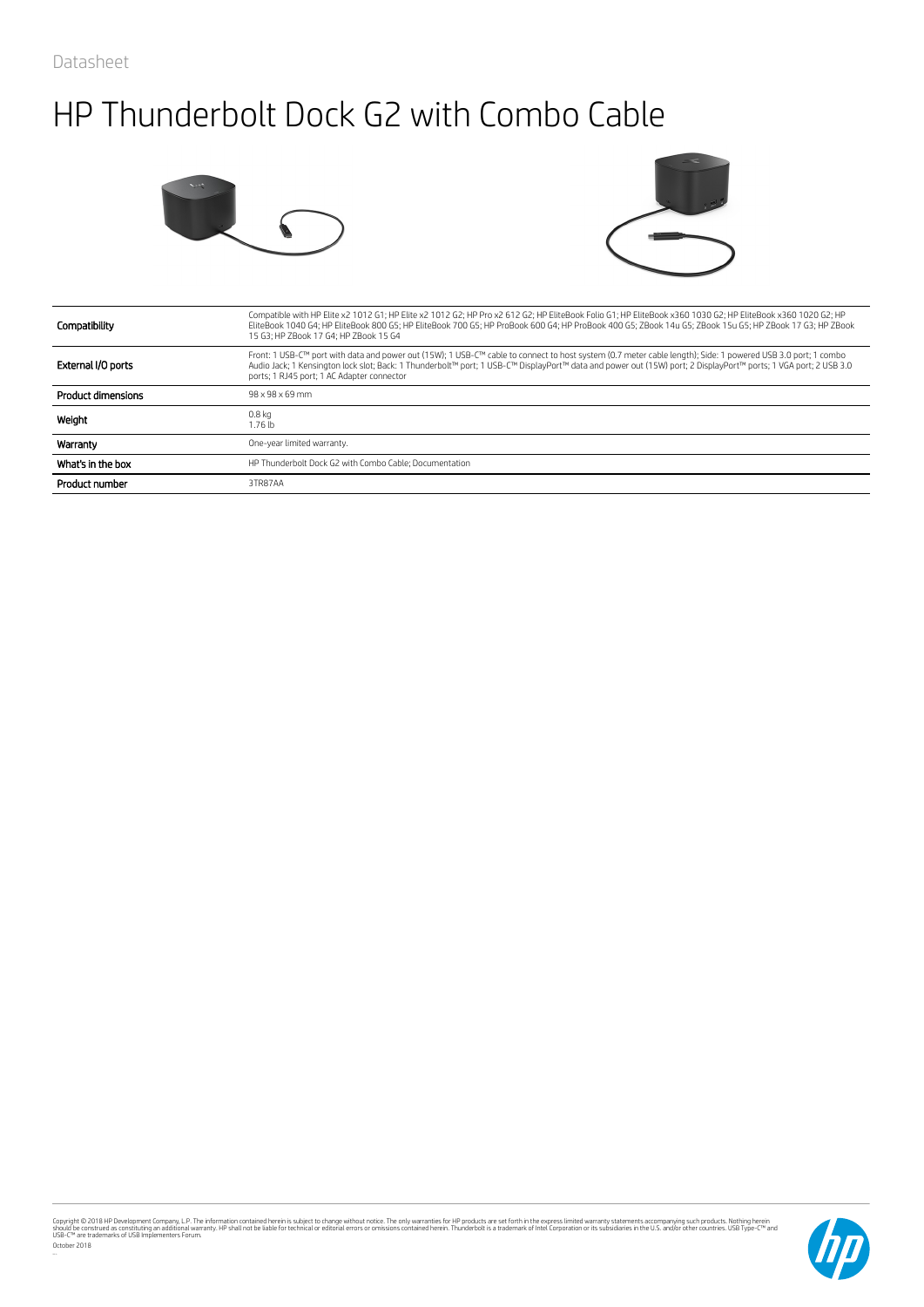Datasheet

# HP Thunderbolt Dock G2 with Combo Cable

| | |
|---|---|
| Compatibility | Compatible with HP Elite x2 1012 G1; HP Elite x2 1012 G2; HP Pro x2 612 G2; HP EliteBook Folio G1; HP EliteBook x360 1030 G2; HP EliteBook x360 1020 G2; HP EliteBook 1040 G4; HP EliteBook 800 G5; HP EliteBook 700 G5; HP ProBook 600 G4; HP ProBook 400 G5; ZBook 14u G5; ZBook 15u G5; HP ZBook 17 G3; HP ZBook 15 G3; HP ZBook 17 G4; HP ZBook 15 G4 |
| External I/O ports | Front: 1 USB-C™ port with data and power out (15W); 1 USB-C™ cable to connect to host system (0.7 meter cable length); Side: 1 powered USB 3.0 port; 1 combo Audio Jack; 1 Kensington lock slot; Back: 1 Thunderbolt™ port; 1 USB-C™ DisplayPort™ data and power out (15W) port; 2 DisplayPort™ ports; 1 VGA port; 2 USB 3.0 ports; 1 RJ45 port; 1 AC Adapter connector |
| Product dimensions | 98 x 98 x 69 mm |
| Weight | 0.8 kg<br>1.76 lb |
| Warranty | One-year limited warranty. |
| What's in the box | HP Thunderbolt Dock G2 with Combo Cable; Documentation |
| Product number | 3TR87AA |

Copyright © 2018 HP Development Company, L.P. The information contained herein is subject to change without notice. The only warranties for HP products are set forth in the express limited warranty statements accompanying such products. Nothing herein should be construed as constituting an additional warranty. HP shall not be liable for technical or editorial errors or omissions contained herein. Thunderbolt is a trademark of Intel Corporation or its subsidiaries in the U.S. and/or other countries. USB Type-C™ and USB-C™ are trademarks of USB Implementers Forum.

October 2018